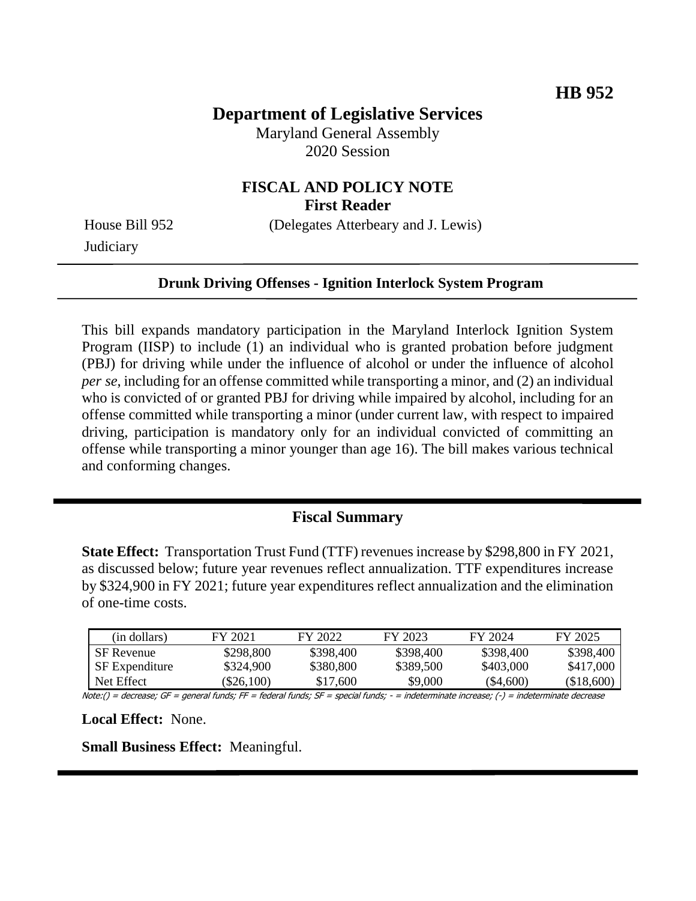**HB 952**

# Department of Legislative Services

Maryland General Assembly
2020 Session

## FISCAL AND POLICY NOTE
**First Reader**

House Bill 952 (Delegates Atterbeary and J. Lewis)
Judiciary

**Drunk Driving Offenses - Ignition Interlock System Program**

This bill expands mandatory participation in the Maryland Interlock Ignition System Program (IISP) to include (1) an individual who is granted probation before judgment (PBJ) for driving while under the influence of alcohol or under the influence of alcohol *per se*, including for an offense committed while transporting a minor, and (2) an individual who is convicted of or granted PBJ for driving while impaired by alcohol, including for an offense committed while transporting a minor (under current law, with respect to impaired driving, participation is mandatory only for an individual convicted of committing an offense while transporting a minor younger than age 16). The bill makes various technical and conforming changes.

## Fiscal Summary

**State Effect:** Transportation Trust Fund (TTF) revenues increase by $298,800 in FY 2021, as discussed below; future year revenues reflect annualization. TTF expenditures increase by $324,900 in FY 2021; future year expenditures reflect annualization and the elimination of one-time costs.

| (in dollars) | FY 2021 | FY 2022 | FY 2023 | FY 2024 | FY 2025 |
|---|---|---|---|---|---|
| SF Revenue | $298,800 | $398,400 | $398,400 | $398,400 | $398,400 |
| SF Expenditure | $324,900 | $380,800 | $389,500 | $403,000 | $417,000 |
| Net Effect | ($26,100) | $17,600 | $9,000 | ($4,600) | ($18,600) |

Note:() = decrease; GF = general funds; FF = federal funds; SF = special funds; - = indeterminate increase; (-) = indeterminate decrease

**Local Effect:** None.

**Small Business Effect:** Meaningful.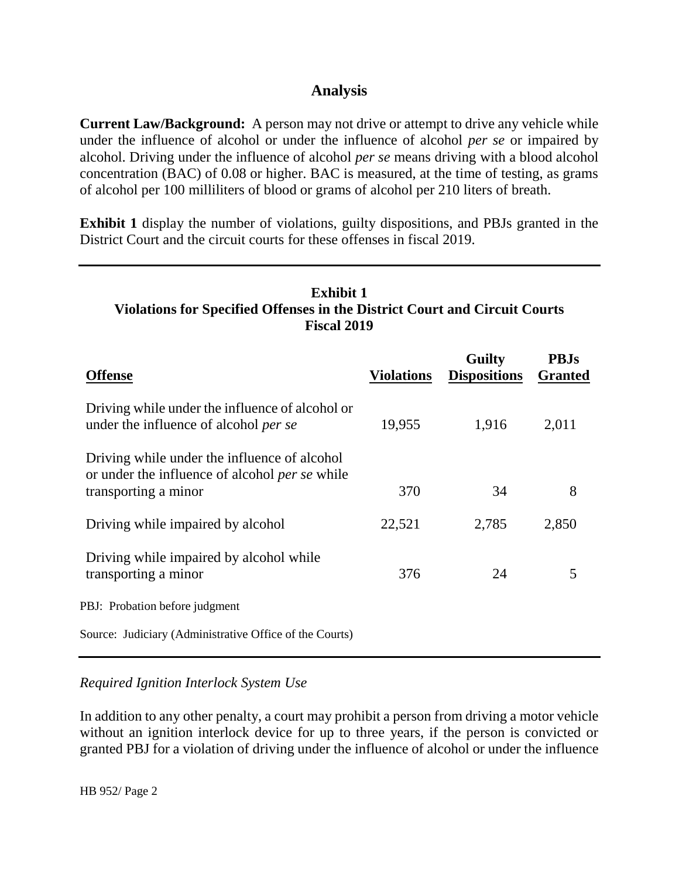## Analysis

**Current Law/Background:** A person may not drive or attempt to drive any vehicle while under the influence of alcohol or under the influence of alcohol *per se* or impaired by alcohol. Driving under the influence of alcohol *per se* means driving with a blood alcohol concentration (BAC) of 0.08 or higher. BAC is measured, at the time of testing, as grams of alcohol per 100 milliliters of blood or grams of alcohol per 210 liters of breath.

**Exhibit 1** display the number of violations, guilty dispositions, and PBJs granted in the District Court and the circuit courts for these offenses in fiscal 2019.

**Exhibit 1**
**Violations for Specified Offenses in the District Court and Circuit Courts**
**Fiscal 2019**

| Offense | Violations | Guilty Dispositions | PBJs Granted |
|---|---|---|---|
| Driving while under the influence of alcohol or under the influence of alcohol *per se* | 19,955 | 1,916 | 2,011 |
| Driving while under the influence of alcohol or under the influence of alcohol *per se* while transporting a minor | 370 | 34 | 8 |
| Driving while impaired by alcohol | 22,521 | 2,785 | 2,850 |
| Driving while impaired by alcohol while transporting a minor | 376 | 24 | 5 |

PBJ: Probation before judgment

Source: Judiciary (Administrative Office of the Courts)

*Required Ignition Interlock System Use*

In addition to any other penalty, a court may prohibit a person from driving a motor vehicle without an ignition interlock device for up to three years, if the person is convicted or granted PBJ for a violation of driving under the influence of alcohol or under the influence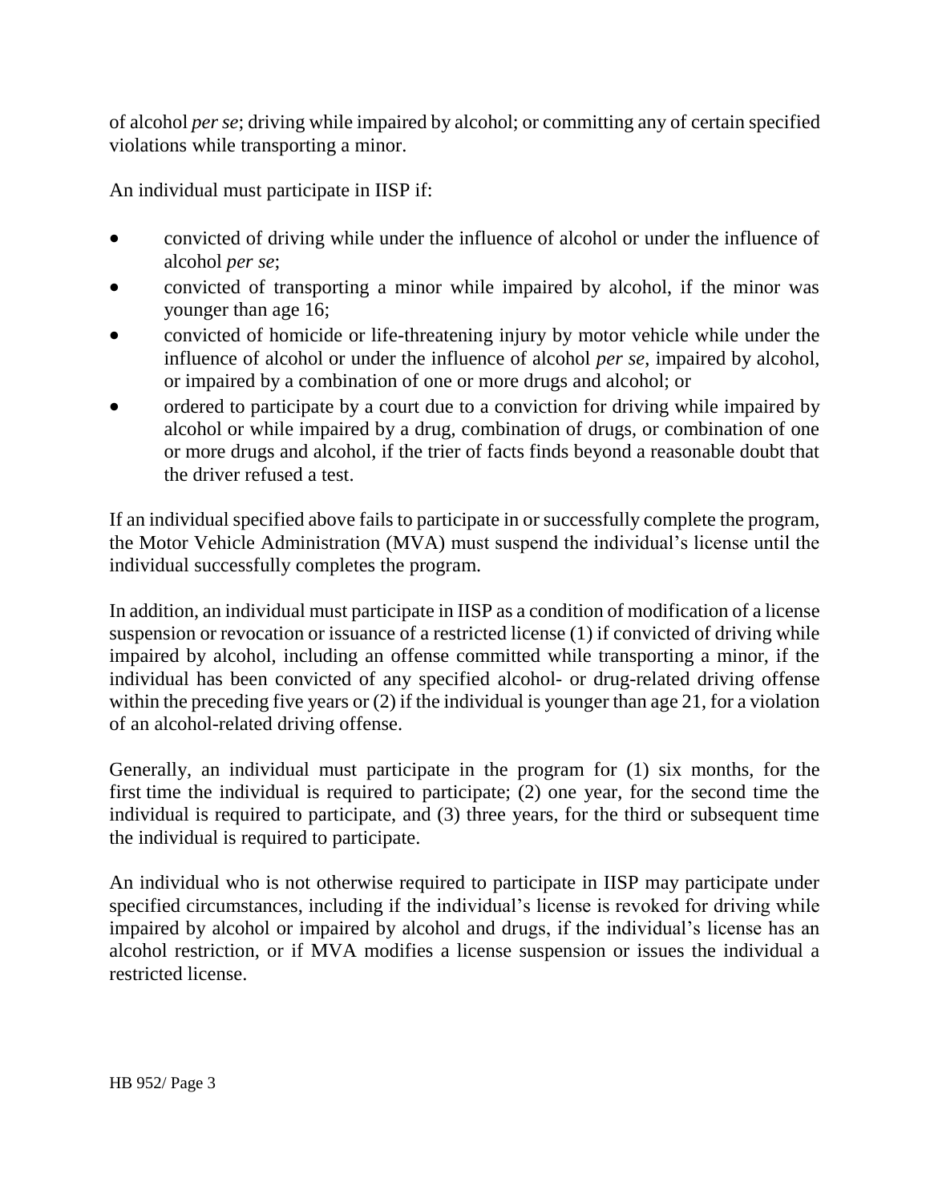of alcohol *per se*; driving while impaired by alcohol; or committing any of certain specified violations while transporting a minor.

An individual must participate in IISP if:

- convicted of driving while under the influence of alcohol or under the influence of alcohol *per se*;
- convicted of transporting a minor while impaired by alcohol, if the minor was younger than age 16;
- convicted of homicide or life-threatening injury by motor vehicle while under the influence of alcohol or under the influence of alcohol *per se*, impaired by alcohol, or impaired by a combination of one or more drugs and alcohol; or
- ordered to participate by a court due to a conviction for driving while impaired by alcohol or while impaired by a drug, combination of drugs, or combination of one or more drugs and alcohol, if the trier of facts finds beyond a reasonable doubt that the driver refused a test.

If an individual specified above fails to participate in or successfully complete the program, the Motor Vehicle Administration (MVA) must suspend the individual's license until the individual successfully completes the program.

In addition, an individual must participate in IISP as a condition of modification of a license suspension or revocation or issuance of a restricted license (1) if convicted of driving while impaired by alcohol, including an offense committed while transporting a minor, if the individual has been convicted of any specified alcohol- or drug-related driving offense within the preceding five years or (2) if the individual is younger than age 21, for a violation of an alcohol-related driving offense.

Generally, an individual must participate in the program for (1) six months, for the first time the individual is required to participate; (2) one year, for the second time the individual is required to participate, and (3) three years, for the third or subsequent time the individual is required to participate.

An individual who is not otherwise required to participate in IISP may participate under specified circumstances, including if the individual's license is revoked for driving while impaired by alcohol or impaired by alcohol and drugs, if the individual's license has an alcohol restriction, or if MVA modifies a license suspension or issues the individual a restricted license.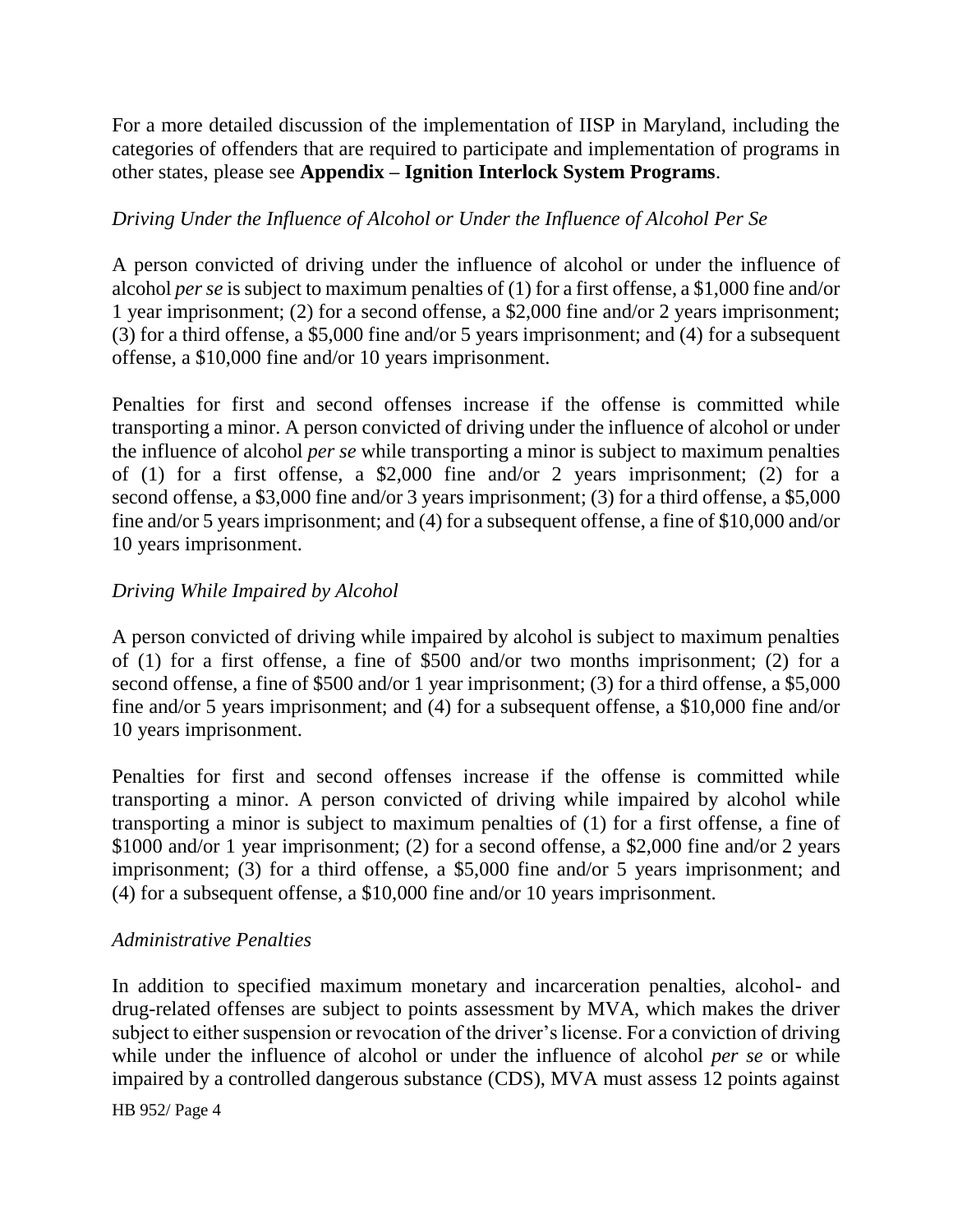For a more detailed discussion of the implementation of IISP in Maryland, including the categories of offenders that are required to participate and implementation of programs in other states, please see **Appendix – Ignition Interlock System Programs**.

*Driving Under the Influence of Alcohol or Under the Influence of Alcohol Per Se*

A person convicted of driving under the influence of alcohol or under the influence of alcohol *per se* is subject to maximum penalties of (1) for a first offense, a $1,000 fine and/or 1 year imprisonment; (2) for a second offense, a $2,000 fine and/or 2 years imprisonment; (3) for a third offense, a $5,000 fine and/or 5 years imprisonment; and (4) for a subsequent offense, a $10,000 fine and/or 10 years imprisonment.

Penalties for first and second offenses increase if the offense is committed while transporting a minor. A person convicted of driving under the influence of alcohol or under the influence of alcohol *per se* while transporting a minor is subject to maximum penalties of (1) for a first offense, a $2,000 fine and/or 2 years imprisonment; (2) for a second offense, a $3,000 fine and/or 3 years imprisonment; (3) for a third offense, a $5,000 fine and/or 5 years imprisonment; and (4) for a subsequent offense, a fine of $10,000 and/or 10 years imprisonment.

*Driving While Impaired by Alcohol*

A person convicted of driving while impaired by alcohol is subject to maximum penalties of (1) for a first offense, a fine of $500 and/or two months imprisonment; (2) for a second offense, a fine of $500 and/or 1 year imprisonment; (3) for a third offense, a $5,000 fine and/or 5 years imprisonment; and (4) for a subsequent offense, a $10,000 fine and/or 10 years imprisonment.

Penalties for first and second offenses increase if the offense is committed while transporting a minor. A person convicted of driving while impaired by alcohol while transporting a minor is subject to maximum penalties of (1) for a first offense, a fine of $1000 and/or 1 year imprisonment; (2) for a second offense, a $2,000 fine and/or 2 years imprisonment; (3) for a third offense, a $5,000 fine and/or 5 years imprisonment; and (4) for a subsequent offense, a $10,000 fine and/or 10 years imprisonment.

*Administrative Penalties*

In addition to specified maximum monetary and incarceration penalties, alcohol- and drug-related offenses are subject to points assessment by MVA, which makes the driver subject to either suspension or revocation of the driver's license. For a conviction of driving while under the influence of alcohol or under the influence of alcohol *per se* or while impaired by a controlled dangerous substance (CDS), MVA must assess 12 points against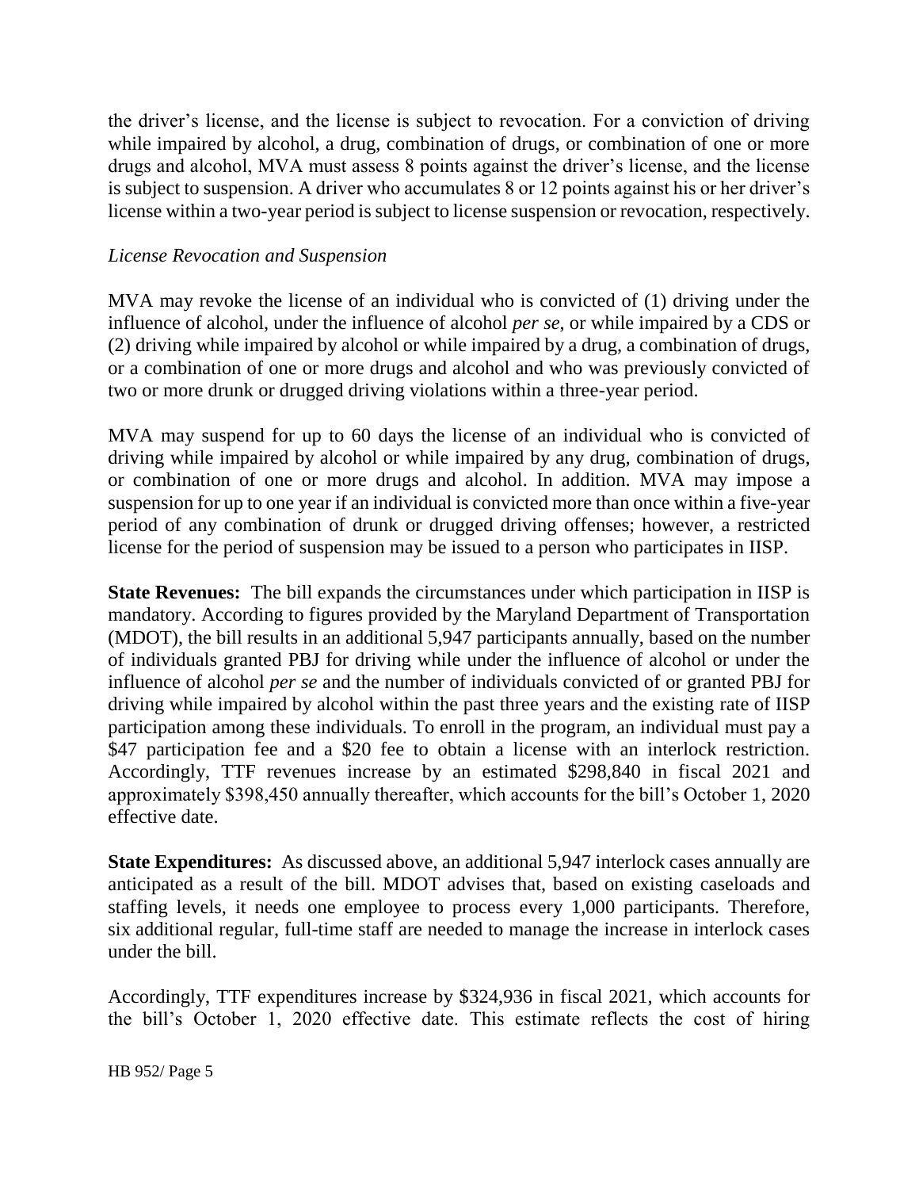the driver's license, and the license is subject to revocation. For a conviction of driving while impaired by alcohol, a drug, combination of drugs, or combination of one or more drugs and alcohol, MVA must assess 8 points against the driver's license, and the license is subject to suspension. A driver who accumulates 8 or 12 points against his or her driver's license within a two-year period is subject to license suspension or revocation, respectively.

*License Revocation and Suspension*

MVA may revoke the license of an individual who is convicted of (1) driving under the influence of alcohol, under the influence of alcohol *per se*, or while impaired by a CDS or (2) driving while impaired by alcohol or while impaired by a drug, a combination of drugs, or a combination of one or more drugs and alcohol and who was previously convicted of two or more drunk or drugged driving violations within a three-year period.

MVA may suspend for up to 60 days the license of an individual who is convicted of driving while impaired by alcohol or while impaired by any drug, combination of drugs, or combination of one or more drugs and alcohol. In addition. MVA may impose a suspension for up to one year if an individual is convicted more than once within a five-year period of any combination of drunk or drugged driving offenses; however, a restricted license for the period of suspension may be issued to a person who participates in IISP.

**State Revenues:** The bill expands the circumstances under which participation in IISP is mandatory. According to figures provided by the Maryland Department of Transportation (MDOT), the bill results in an additional 5,947 participants annually, based on the number of individuals granted PBJ for driving while under the influence of alcohol or under the influence of alcohol *per se* and the number of individuals convicted of or granted PBJ for driving while impaired by alcohol within the past three years and the existing rate of IISP participation among these individuals. To enroll in the program, an individual must pay a \$47 participation fee and a \$20 fee to obtain a license with an interlock restriction. Accordingly, TTF revenues increase by an estimated \$298,840 in fiscal 2021 and approximately \$398,450 annually thereafter, which accounts for the bill's October 1, 2020 effective date.

**State Expenditures:** As discussed above, an additional 5,947 interlock cases annually are anticipated as a result of the bill. MDOT advises that, based on existing caseloads and staffing levels, it needs one employee to process every 1,000 participants. Therefore, six additional regular, full-time staff are needed to manage the increase in interlock cases under the bill.

Accordingly, TTF expenditures increase by \$324,936 in fiscal 2021, which accounts for the bill's October 1, 2020 effective date. This estimate reflects the cost of hiring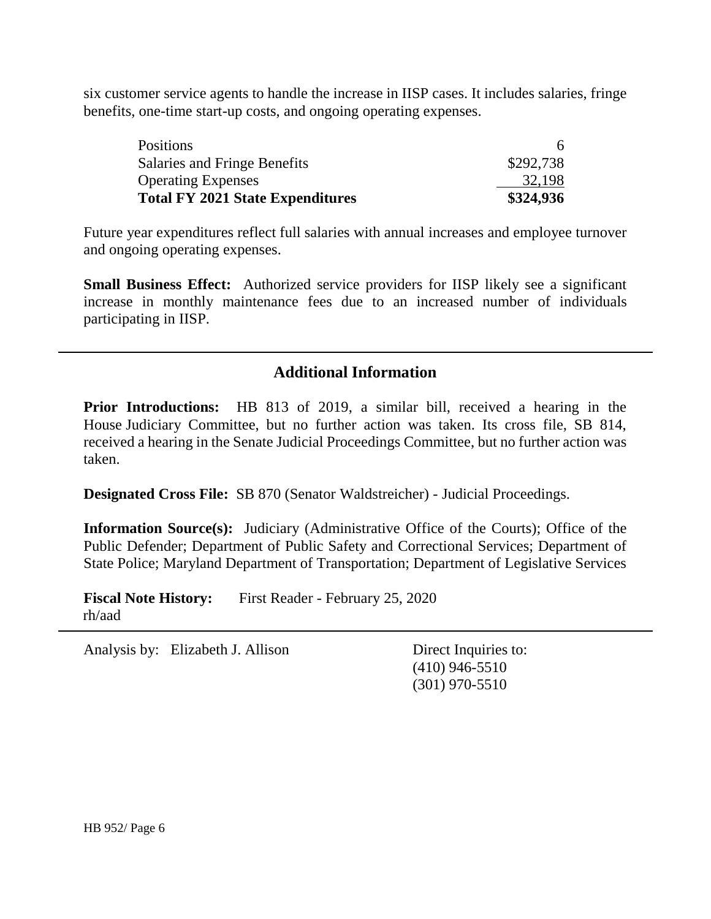six customer service agents to handle the increase in IISP cases. It includes salaries, fringe benefits, one-time start-up costs, and ongoing operating expenses.

| | |
|---|---|
| Positions | 6 |
| Salaries and Fringe Benefits | $292,738 |
| Operating Expenses | 32,198 |
| **Total FY 2021 State Expenditures** | **$324,936** |

Future year expenditures reflect full salaries with annual increases and employee turnover and ongoing operating expenses.

**Small Business Effect:** Authorized service providers for IISP likely see a significant increase in monthly maintenance fees due to an increased number of individuals participating in IISP.

## Additional Information

**Prior Introductions:** HB 813 of 2019, a similar bill, received a hearing in the House Judiciary Committee, but no further action was taken. Its cross file, SB 814, received a hearing in the Senate Judicial Proceedings Committee, but no further action was taken.

**Designated Cross File:** SB 870 (Senator Waldstreicher) - Judicial Proceedings.

**Information Source(s):** Judiciary (Administrative Office of the Courts); Office of the Public Defender; Department of Public Safety and Correctional Services; Department of State Police; Maryland Department of Transportation; Department of Legislative Services

**Fiscal Note History:** First Reader - February 25, 2020
rh/aad

Analysis by: Elizabeth J. Allison

Direct Inquiries to:
(410) 946-5510
(301) 970-5510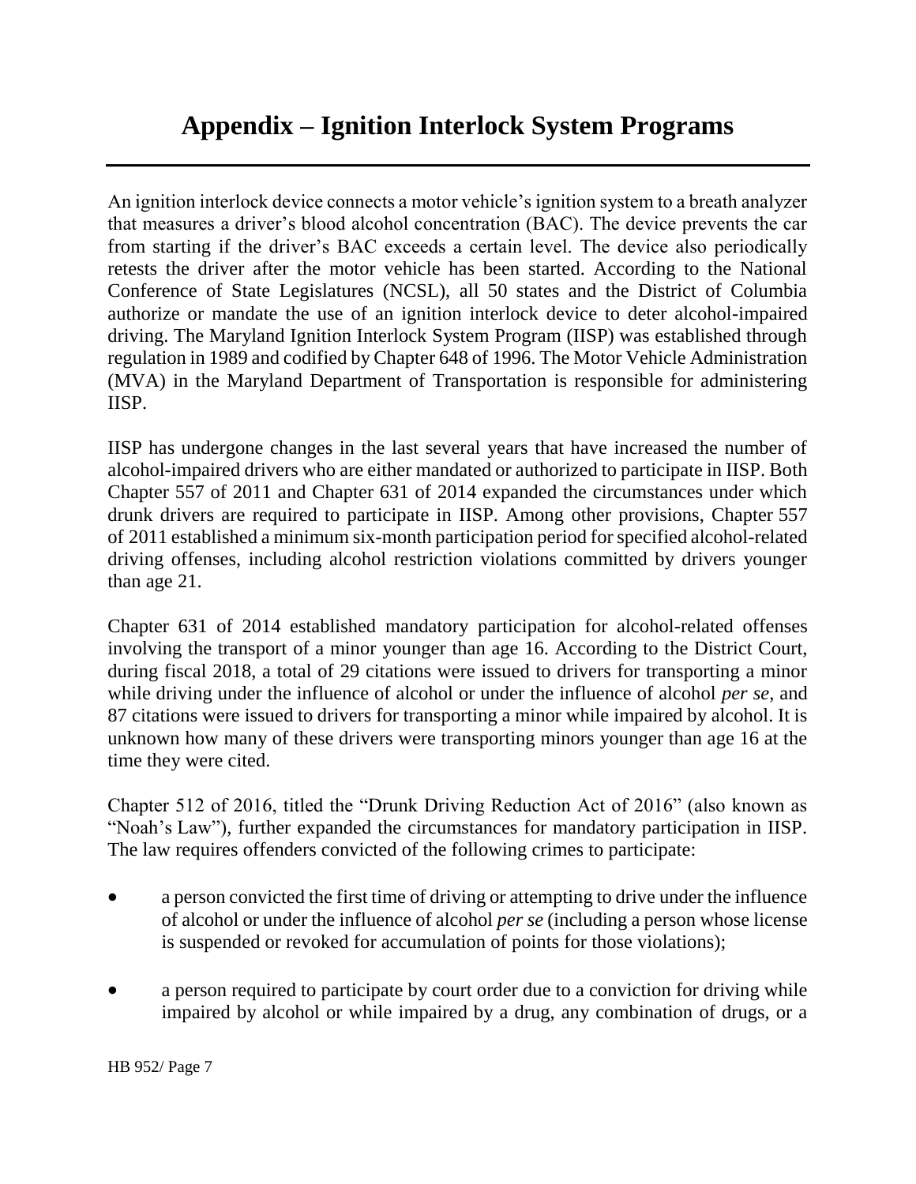# Appendix – Ignition Interlock System Programs

An ignition interlock device connects a motor vehicle's ignition system to a breath analyzer that measures a driver's blood alcohol concentration (BAC). The device prevents the car from starting if the driver's BAC exceeds a certain level. The device also periodically retests the driver after the motor vehicle has been started. According to the National Conference of State Legislatures (NCSL), all 50 states and the District of Columbia authorize or mandate the use of an ignition interlock device to deter alcohol-impaired driving. The Maryland Ignition Interlock System Program (IISP) was established through regulation in 1989 and codified by Chapter 648 of 1996. The Motor Vehicle Administration (MVA) in the Maryland Department of Transportation is responsible for administering IISP.

IISP has undergone changes in the last several years that have increased the number of alcohol-impaired drivers who are either mandated or authorized to participate in IISP. Both Chapter 557 of 2011 and Chapter 631 of 2014 expanded the circumstances under which drunk drivers are required to participate in IISP. Among other provisions, Chapter 557 of 2011 established a minimum six-month participation period for specified alcohol-related driving offenses, including alcohol restriction violations committed by drivers younger than age 21.

Chapter 631 of 2014 established mandatory participation for alcohol-related offenses involving the transport of a minor younger than age 16. According to the District Court, during fiscal 2018, a total of 29 citations were issued to drivers for transporting a minor while driving under the influence of alcohol or under the influence of alcohol *per se*, and 87 citations were issued to drivers for transporting a minor while impaired by alcohol. It is unknown how many of these drivers were transporting minors younger than age 16 at the time they were cited.

Chapter 512 of 2016, titled the "Drunk Driving Reduction Act of 2016" (also known as "Noah's Law"), further expanded the circumstances for mandatory participation in IISP. The law requires offenders convicted of the following crimes to participate:

- a person convicted the first time of driving or attempting to drive under the influence of alcohol or under the influence of alcohol *per se* (including a person whose license is suspended or revoked for accumulation of points for those violations);
- a person required to participate by court order due to a conviction for driving while impaired by alcohol or while impaired by a drug, any combination of drugs, or a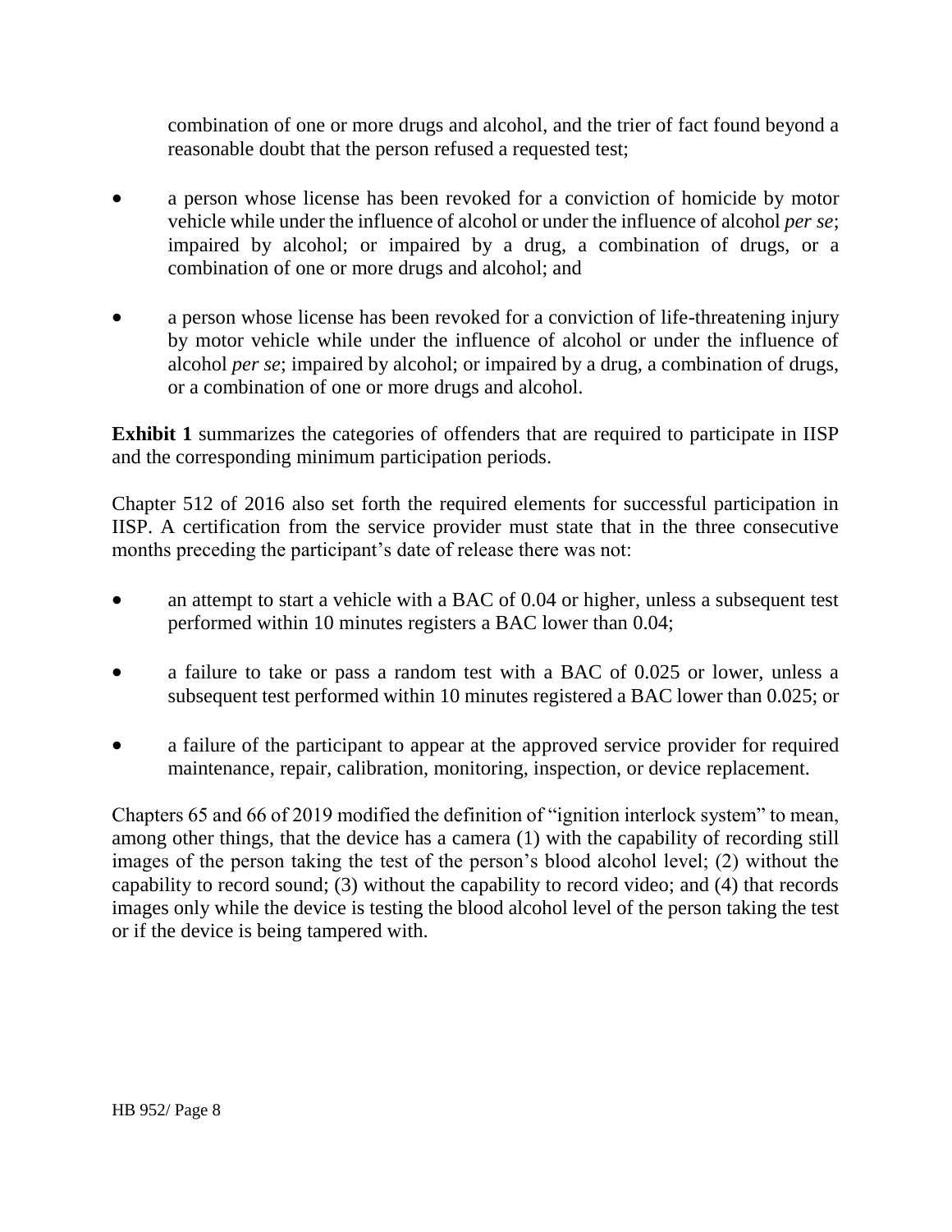combination of one or more drugs and alcohol, and the trier of fact found beyond a reasonable doubt that the person refused a requested test;

- a person whose license has been revoked for a conviction of homicide by motor vehicle while under the influence of alcohol or under the influence of alcohol *per se*; impaired by alcohol; or impaired by a drug, a combination of drugs, or a combination of one or more drugs and alcohol; and
- a person whose license has been revoked for a conviction of life-threatening injury by motor vehicle while under the influence of alcohol or under the influence of alcohol *per se*; impaired by alcohol; or impaired by a drug, a combination of drugs, or a combination of one or more drugs and alcohol.

**Exhibit 1** summarizes the categories of offenders that are required to participate in IISP and the corresponding minimum participation periods.

Chapter 512 of 2016 also set forth the required elements for successful participation in IISP. A certification from the service provider must state that in the three consecutive months preceding the participant's date of release there was not:

- an attempt to start a vehicle with a BAC of 0.04 or higher, unless a subsequent test performed within 10 minutes registers a BAC lower than 0.04;
- a failure to take or pass a random test with a BAC of 0.025 or lower, unless a subsequent test performed within 10 minutes registered a BAC lower than 0.025; or
- a failure of the participant to appear at the approved service provider for required maintenance, repair, calibration, monitoring, inspection, or device replacement.

Chapters 65 and 66 of 2019 modified the definition of "ignition interlock system" to mean, among other things, that the device has a camera (1) with the capability of recording still images of the person taking the test of the person's blood alcohol level; (2) without the capability to record sound; (3) without the capability to record video; and (4) that records images only while the device is testing the blood alcohol level of the person taking the test or if the device is being tampered with.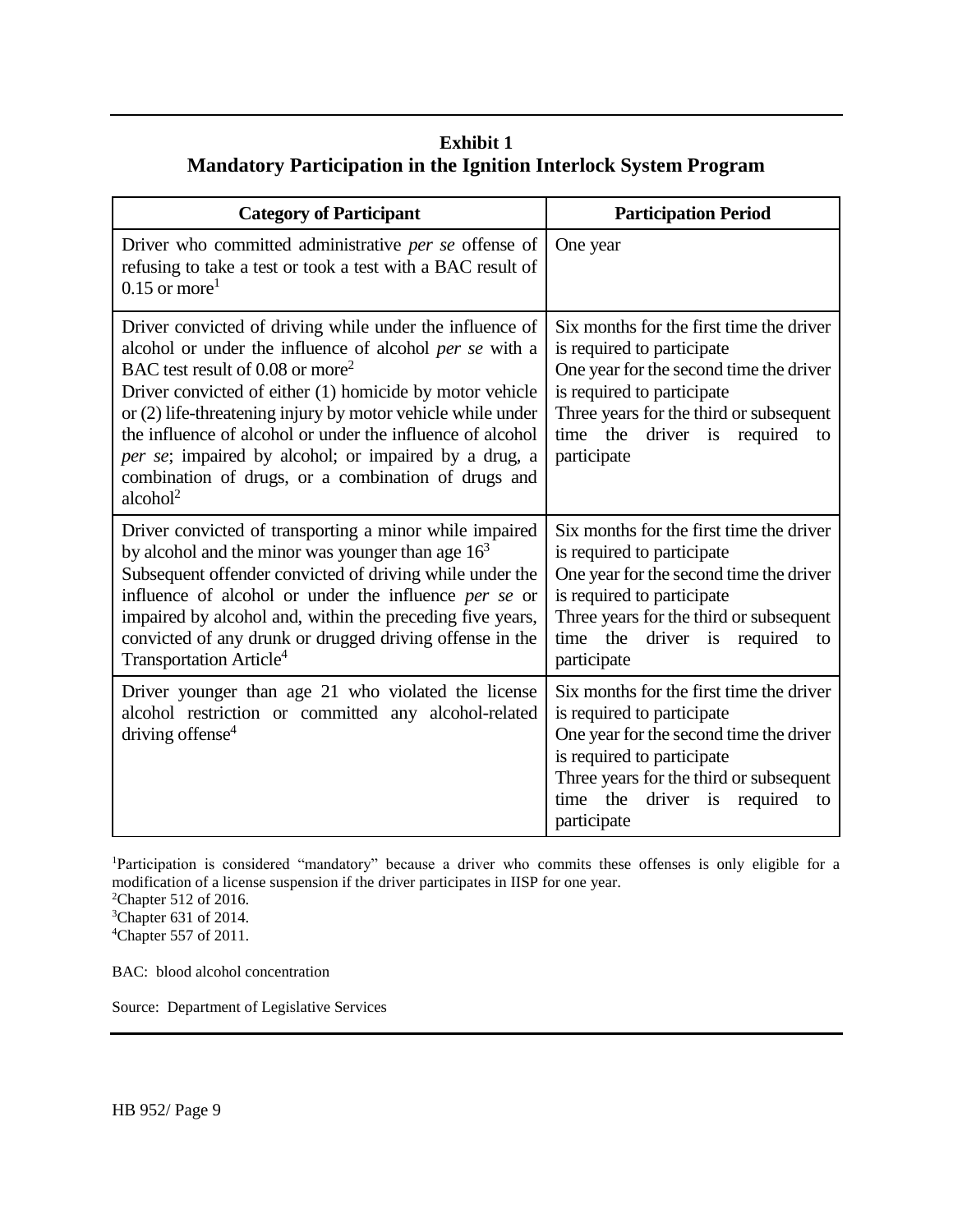**Exhibit 1**
**Mandatory Participation in the Ignition Interlock System Program**

| Category of Participant | Participation Period |
|---|---|
| Driver who committed administrative *per se* offense of refusing to take a test or took a test with a BAC result of 0.15 or more[1] | One year |
| Driver convicted of driving while under the influence of alcohol or under the influence of alcohol *per se* with a BAC test result of 0.08 or more[2]<br>Driver convicted of either (1) homicide by motor vehicle or (2) life-threatening injury by motor vehicle while under the influence of alcohol or under the influence of alcohol *per se*; impaired by alcohol; or impaired by a drug, a combination of drugs, or a combination of drugs and alcohol[2] | Six months for the first time the driver is required to participate<br>One year for the second time the driver is required to participate<br>Three years for the third or subsequent time the driver is required to participate |
| Driver convicted of transporting a minor while impaired by alcohol and the minor was younger than age 16[3]<br>Subsequent offender convicted of driving while under the influence of alcohol or under the influence *per se* or impaired by alcohol and, within the preceding five years, convicted of any drunk or drugged driving offense in the Transportation Article[4] | Six months for the first time the driver is required to participate<br>One year for the second time the driver is required to participate<br>Three years for the third or subsequent time the driver is required to participate |
| Driver younger than age 21 who violated the license alcohol restriction or committed any alcohol-related driving offense[4] | Six months for the first time the driver is required to participate<br>One year for the second time the driver is required to participate<br>Three years for the third or subsequent time the driver is required to participate |

[1]Participation is considered "mandatory" because a driver who commits these offenses is only eligible for a modification of a license suspension if the driver participates in IISP for one year.
[2]Chapter 512 of 2016.
[3]Chapter 631 of 2014.
[4]Chapter 557 of 2011.

BAC: blood alcohol concentration

Source: Department of Legislative Services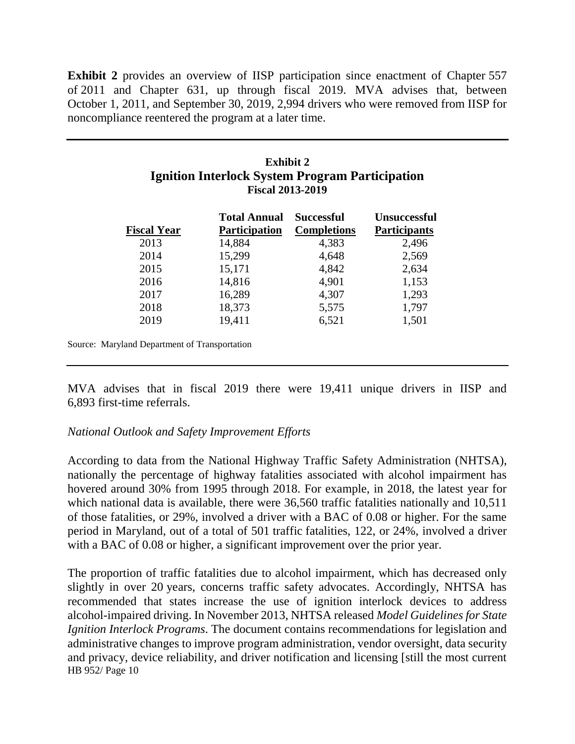**Exhibit 2** provides an overview of IISP participation since enactment of Chapter 557 of 2011 and Chapter 631, up through fiscal 2019. MVA advises that, between October 1, 2011, and September 30, 2019, 2,994 drivers who were removed from IISP for noncompliance reentered the program at a later time.

**Exhibit 2**
**Ignition Interlock System Program Participation**
**Fiscal 2013-2019**

| Fiscal Year | Total Annual Participation | Successful Completions | Unsuccessful Participants |
|---|---|---|---|
| 2013 | 14,884 | 4,383 | 2,496 |
| 2014 | 15,299 | 4,648 | 2,569 |
| 2015 | 15,171 | 4,842 | 2,634 |
| 2016 | 14,816 | 4,901 | 1,153 |
| 2017 | 16,289 | 4,307 | 1,293 |
| 2018 | 18,373 | 5,575 | 1,797 |
| 2019 | 19,411 | 6,521 | 1,501 |

Source: Maryland Department of Transportation

MVA advises that in fiscal 2019 there were 19,411 unique drivers in IISP and 6,893 first-time referrals.

*National Outlook and Safety Improvement Efforts*

According to data from the National Highway Traffic Safety Administration (NHTSA), nationally the percentage of highway fatalities associated with alcohol impairment has hovered around 30% from 1995 through 2018. For example, in 2018, the latest year for which national data is available, there were 36,560 traffic fatalities nationally and 10,511 of those fatalities, or 29%, involved a driver with a BAC of 0.08 or higher. For the same period in Maryland, out of a total of 501 traffic fatalities, 122, or 24%, involved a driver with a BAC of 0.08 or higher, a significant improvement over the prior year.

The proportion of traffic fatalities due to alcohol impairment, which has decreased only slightly in over 20 years, concerns traffic safety advocates. Accordingly, NHTSA has recommended that states increase the use of ignition interlock devices to address alcohol-impaired driving. In November 2013, NHTSA released *Model Guidelines for State Ignition Interlock Programs*. The document contains recommendations for legislation and administrative changes to improve program administration, vendor oversight, data security and privacy, device reliability, and driver notification and licensing [still the most current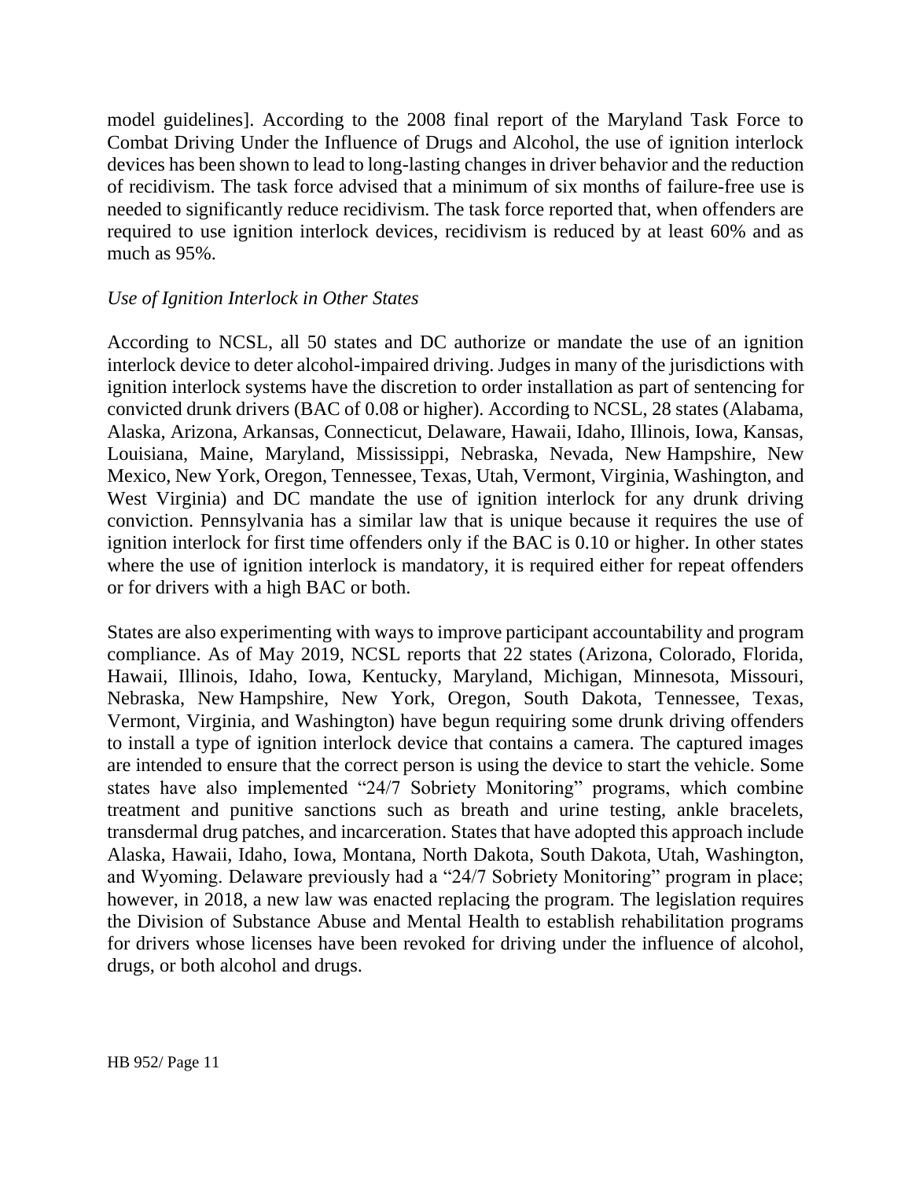model guidelines]. According to the 2008 final report of the Maryland Task Force to Combat Driving Under the Influence of Drugs and Alcohol, the use of ignition interlock devices has been shown to lead to long-lasting changes in driver behavior and the reduction of recidivism. The task force advised that a minimum of six months of failure-free use is needed to significantly reduce recidivism. The task force reported that, when offenders are required to use ignition interlock devices, recidivism is reduced by at least 60% and as much as 95%.

*Use of Ignition Interlock in Other States*

According to NCSL, all 50 states and DC authorize or mandate the use of an ignition interlock device to deter alcohol-impaired driving. Judges in many of the jurisdictions with ignition interlock systems have the discretion to order installation as part of sentencing for convicted drunk drivers (BAC of 0.08 or higher). According to NCSL, 28 states (Alabama, Alaska, Arizona, Arkansas, Connecticut, Delaware, Hawaii, Idaho, Illinois, Iowa, Kansas, Louisiana, Maine, Maryland, Mississippi, Nebraska, Nevada, New Hampshire, New Mexico, New York, Oregon, Tennessee, Texas, Utah, Vermont, Virginia, Washington, and West Virginia) and DC mandate the use of ignition interlock for any drunk driving conviction. Pennsylvania has a similar law that is unique because it requires the use of ignition interlock for first time offenders only if the BAC is 0.10 or higher. In other states where the use of ignition interlock is mandatory, it is required either for repeat offenders or for drivers with a high BAC or both.

States are also experimenting with ways to improve participant accountability and program compliance. As of May 2019, NCSL reports that 22 states (Arizona, Colorado, Florida, Hawaii, Illinois, Idaho, Iowa, Kentucky, Maryland, Michigan, Minnesota, Missouri, Nebraska, New Hampshire, New York, Oregon, South Dakota, Tennessee, Texas, Vermont, Virginia, and Washington) have begun requiring some drunk driving offenders to install a type of ignition interlock device that contains a camera. The captured images are intended to ensure that the correct person is using the device to start the vehicle. Some states have also implemented "24/7 Sobriety Monitoring" programs, which combine treatment and punitive sanctions such as breath and urine testing, ankle bracelets, transdermal drug patches, and incarceration. States that have adopted this approach include Alaska, Hawaii, Idaho, Iowa, Montana, North Dakota, South Dakota, Utah, Washington, and Wyoming. Delaware previously had a "24/7 Sobriety Monitoring" program in place; however, in 2018, a new law was enacted replacing the program. The legislation requires the Division of Substance Abuse and Mental Health to establish rehabilitation programs for drivers whose licenses have been revoked for driving under the influence of alcohol, drugs, or both alcohol and drugs.